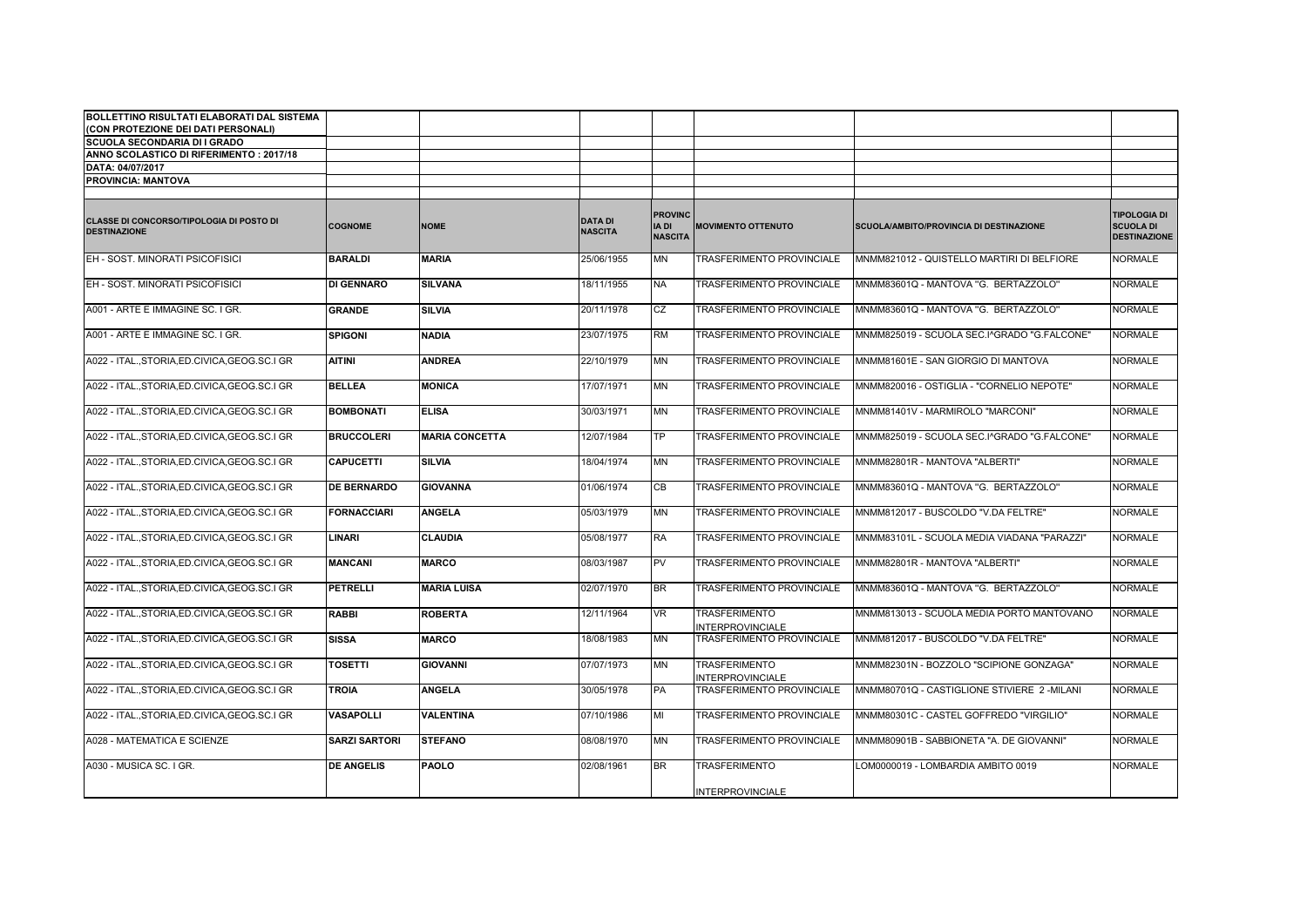**BOLLETTINO RISULTATI ELABORATI DAL SISTEMA (CON PROTEZIONE DEI DATI PERSONALI)**

**SCUOLA SECONDARIA DI I GRADO**

**ANNO SCOLASTICO DI RIFERIMENTO : 2017/18**

**DATA: 04/07/2017**

**PROVINCIA: MANTOVA**

| CLASSE DI CONCORSO/TIPOLOGIA DI POSTO DI DESTINAZIONE | COGNOME | NOME | DATA DI NASCITA | PROVINCIA DI NASCITA | MOVIMENTO OTTENUTO | SCUOLA/AMBITO/PROVINCIA DI DESTINAZIONE | TIPOLOGIA DI SCUOLA DI DESTINAZIONE |
|---|---|---|---|---|---|---|---|
| EH - SOST. MINORATI PSICOFISICI | **BARALDI** | **MARIA** | 25/06/1955 | MN | TRASFERIMENTO PROVINCIALE | MNMM821012 - QUISTELLO MARTIRI DI BELFIORE | NORMALE |
| EH - SOST. MINORATI PSICOFISICI | **DI GENNARO** | **SILVANA** | 18/11/1955 | NA | TRASFERIMENTO PROVINCIALE | MNMM83601Q - MANTOVA "G. BERTAZZOLO" | NORMALE |
| A001 - ARTE E IMMAGINE SC. I GR. | **GRANDE** | **SILVIA** | 20/11/1978 | CZ | TRASFERIMENTO PROVINCIALE | MNMM83601Q - MANTOVA "G. BERTAZZOLO" | NORMALE |
| A001 - ARTE E IMMAGINE SC. I GR. | **SPIGONI** | **NADIA** | 23/07/1975 | RM | TRASFERIMENTO PROVINCIALE | MNMM825019 - SCUOLA SEC.I^GRADO "G.FALCONE" | NORMALE |
| A022 - ITAL.,STORIA,ED.CIVICA,GEOG.SC.I GR | **AITINI** | **ANDREA** | 22/10/1979 | MN | TRASFERIMENTO PROVINCIALE | MNMM81601E - SAN GIORGIO DI MANTOVA | NORMALE |
| A022 - ITAL.,STORIA,ED.CIVICA,GEOG.SC.I GR | **BELLEA** | **MONICA** | 17/07/1971 | MN | TRASFERIMENTO PROVINCIALE | MNMM820016 - OSTIGLIA - "CORNELIO NEPOTE" | NORMALE |
| A022 - ITAL.,STORIA,ED.CIVICA,GEOG.SC.I GR | **BOMBONATI** | **ELISA** | 30/03/1971 | MN | TRASFERIMENTO PROVINCIALE | MNMM81401V - MARMIROLO "MARCONI" | NORMALE |
| A022 - ITAL.,STORIA,ED.CIVICA,GEOG.SC.I GR | **BRUCCOLERI** | **MARIA CONCETTA** | 12/07/1984 | TP | TRASFERIMENTO PROVINCIALE | MNMM825019 - SCUOLA SEC.I^GRADO "G.FALCONE" | NORMALE |
| A022 - ITAL.,STORIA,ED.CIVICA,GEOG.SC.I GR | **CAPUCETTI** | **SILVIA** | 18/04/1974 | MN | TRASFERIMENTO PROVINCIALE | MNMM82801R - MANTOVA "ALBERTI" | NORMALE |
| A022 - ITAL.,STORIA,ED.CIVICA,GEOG.SC.I GR | **DE BERNARDO** | **GIOVANNA** | 01/06/1974 | CB | TRASFERIMENTO PROVINCIALE | MNMM83601Q - MANTOVA "G. BERTAZZOLO" | NORMALE |
| A022 - ITAL.,STORIA,ED.CIVICA,GEOG.SC.I GR | **FORNACCIARI** | **ANGELA** | 05/03/1979 | MN | TRASFERIMENTO PROVINCIALE | MNMM812017 - BUSCOLDO "V.DA FELTRE" | NORMALE |
| A022 - ITAL.,STORIA,ED.CIVICA,GEOG.SC.I GR | **LINARI** | **CLAUDIA** | 05/08/1977 | RA | TRASFERIMENTO PROVINCIALE | MNMM83101L - SCUOLA MEDIA VIADANA "PARAZZI" | NORMALE |
| A022 - ITAL.,STORIA,ED.CIVICA,GEOG.SC.I GR | **MANCANI** | **MARCO** | 08/03/1987 | PV | TRASFERIMENTO PROVINCIALE | MNMM82801R - MANTOVA "ALBERTI" | NORMALE |
| A022 - ITAL.,STORIA,ED.CIVICA,GEOG.SC.I GR | **PETRELLI** | **MARIA LUISA** | 02/07/1970 | BR | TRASFERIMENTO PROVINCIALE | MNMM83601Q - MANTOVA "G. BERTAZZOLO" | NORMALE |
| A022 - ITAL.,STORIA,ED.CIVICA,GEOG.SC.I GR | **RABBI** | **ROBERTA** | 12/11/1964 | VR | TRASFERIMENTO INTERPROVINCIALE | MNMM813013 - SCUOLA MEDIA PORTO MANTOVANO | NORMALE |
| A022 - ITAL.,STORIA,ED.CIVICA,GEOG.SC.I GR | **SISSA** | **MARCO** | 18/08/1983 | MN | TRASFERIMENTO PROVINCIALE | MNMM812017 - BUSCOLDO "V.DA FELTRE" | NORMALE |
| A022 - ITAL.,STORIA,ED.CIVICA,GEOG.SC.I GR | **TOSETTI** | **GIOVANNI** | 07/07/1973 | MN | TRASFERIMENTO INTERPROVINCIALE | MNMM82301N - BOZZOLO "SCIPIONE GONZAGA" | NORMALE |
| A022 - ITAL.,STORIA,ED.CIVICA,GEOG.SC.I GR | **TROIA** | **ANGELA** | 30/05/1978 | PA | TRASFERIMENTO PROVINCIALE | MNMM80701Q - CASTIGLIONE STIVIERE 2 -MILANI | NORMALE |
| A022 - ITAL.,STORIA,ED.CIVICA,GEOG.SC.I GR | **VASAPOLLI** | **VALENTINA** | 07/10/1986 | MI | TRASFERIMENTO PROVINCIALE | MNMM80301C - CASTEL GOFFREDO "VIRGILIO" | NORMALE |
| A028 - MATEMATICA E SCIENZE | **SARZI SARTORI** | **STEFANO** | 08/08/1970 | MN | TRASFERIMENTO PROVINCIALE | MNMM80901B - SABBIONETA "A. DE GIOVANNI" | NORMALE |
| A030 - MUSICA SC. I GR. | **DE ANGELIS** | **PAOLO** | 02/08/1961 | BR | TRASFERIMENTO INTERPROVINCIALE | LOM0000019 - LOMBARDIA AMBITO 0019 | NORMALE |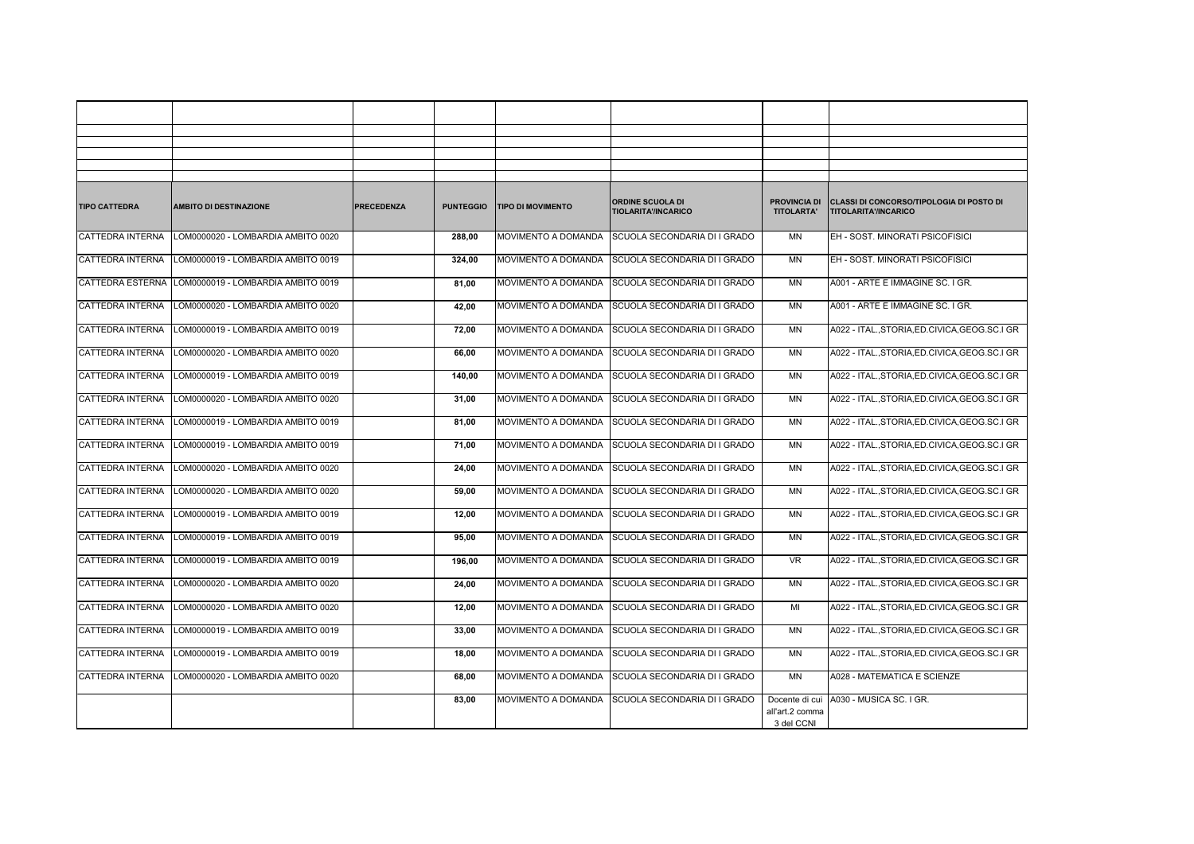| TIPO CATTEDRA | AMBITO DI DESTINAZIONE | PRECEDENZA | PUNTEGGIO | TIPO DI MOVIMENTO | ORDINE SCUOLA DI TIOLARITA'/INCARICO | PROVINCIA DI TITOLARTA' | CLASSI DI CONCORSO/TIPOLOGIA DI POSTO DI TITOLARITA'/INCARICO |
|---|---|---|---|---|---|---|---|
| CATTEDRA INTERNA | LOM0000020 - LOMBARDIA AMBITO 0020 | | 288,00 | MOVIMENTO A DOMANDA | SCUOLA SECONDARIA DI I GRADO | MN | EH - SOST. MINORATI PSICOFISICI |
| CATTEDRA INTERNA | LOM0000019 - LOMBARDIA AMBITO 0019 | | 324,00 | MOVIMENTO A DOMANDA | SCUOLA SECONDARIA DI I GRADO | MN | EH - SOST. MINORATI PSICOFISICI |
| CATTEDRA ESTERNA | LOM0000019 - LOMBARDIA AMBITO 0019 | | 81,00 | MOVIMENTO A DOMANDA | SCUOLA SECONDARIA DI I GRADO | MN | A001 - ARTE E IMMAGINE SC. I GR. |
| CATTEDRA INTERNA | LOM0000020 - LOMBARDIA AMBITO 0020 | | 42,00 | MOVIMENTO A DOMANDA | SCUOLA SECONDARIA DI I GRADO | MN | A001 - ARTE E IMMAGINE SC. I GR. |
| CATTEDRA INTERNA | LOM0000019 - LOMBARDIA AMBITO 0019 | | 72,00 | MOVIMENTO A DOMANDA | SCUOLA SECONDARIA DI I GRADO | MN | A022 - ITAL.,STORIA,ED.CIVICA,GEOG.SC.I GR |
| CATTEDRA INTERNA | LOM0000020 - LOMBARDIA AMBITO 0020 | | 66,00 | MOVIMENTO A DOMANDA | SCUOLA SECONDARIA DI I GRADO | MN | A022 - ITAL.,STORIA,ED.CIVICA,GEOG.SC.I GR |
| CATTEDRA INTERNA | LOM0000019 - LOMBARDIA AMBITO 0019 | | 140,00 | MOVIMENTO A DOMANDA | SCUOLA SECONDARIA DI I GRADO | MN | A022 - ITAL.,STORIA,ED.CIVICA,GEOG.SC.I GR |
| CATTEDRA INTERNA | LOM0000020 - LOMBARDIA AMBITO 0020 | | 31,00 | MOVIMENTO A DOMANDA | SCUOLA SECONDARIA DI I GRADO | MN | A022 - ITAL.,STORIA,ED.CIVICA,GEOG.SC.I GR |
| CATTEDRA INTERNA | LOM0000019 - LOMBARDIA AMBITO 0019 | | 81,00 | MOVIMENTO A DOMANDA | SCUOLA SECONDARIA DI I GRADO | MN | A022 - ITAL.,STORIA,ED.CIVICA,GEOG.SC.I GR |
| CATTEDRA INTERNA | LOM0000019 - LOMBARDIA AMBITO 0019 | | 71,00 | MOVIMENTO A DOMANDA | SCUOLA SECONDARIA DI I GRADO | MN | A022 - ITAL.,STORIA,ED.CIVICA,GEOG.SC.I GR |
| CATTEDRA INTERNA | LOM0000020 - LOMBARDIA AMBITO 0020 | | 24,00 | MOVIMENTO A DOMANDA | SCUOLA SECONDARIA DI I GRADO | MN | A022 - ITAL.,STORIA,ED.CIVICA,GEOG.SC.I GR |
| CATTEDRA INTERNA | LOM0000020 - LOMBARDIA AMBITO 0020 | | 59,00 | MOVIMENTO A DOMANDA | SCUOLA SECONDARIA DI I GRADO | MN | A022 - ITAL.,STORIA,ED.CIVICA,GEOG.SC.I GR |
| CATTEDRA INTERNA | LOM0000019 - LOMBARDIA AMBITO 0019 | | 12,00 | MOVIMENTO A DOMANDA | SCUOLA SECONDARIA DI I GRADO | MN | A022 - ITAL.,STORIA,ED.CIVICA,GEOG.SC.I GR |
| CATTEDRA INTERNA | LOM0000019 - LOMBARDIA AMBITO 0019 | | 95,00 | MOVIMENTO A DOMANDA | SCUOLA SECONDARIA DI I GRADO | MN | A022 - ITAL.,STORIA,ED.CIVICA,GEOG.SC.I GR |
| CATTEDRA INTERNA | LOM0000019 - LOMBARDIA AMBITO 0019 | | 196,00 | MOVIMENTO A DOMANDA | SCUOLA SECONDARIA DI I GRADO | VR | A022 - ITAL.,STORIA,ED.CIVICA,GEOG.SC.I GR |
| CATTEDRA INTERNA | LOM0000020 - LOMBARDIA AMBITO 0020 | | 24,00 | MOVIMENTO A DOMANDA | SCUOLA SECONDARIA DI I GRADO | MN | A022 - ITAL.,STORIA,ED.CIVICA,GEOG.SC.I GR |
| CATTEDRA INTERNA | LOM0000020 - LOMBARDIA AMBITO 0020 | | 12,00 | MOVIMENTO A DOMANDA | SCUOLA SECONDARIA DI I GRADO | MI | A022 - ITAL.,STORIA,ED.CIVICA,GEOG.SC.I GR |
| CATTEDRA INTERNA | LOM0000019 - LOMBARDIA AMBITO 0019 | | 33,00 | MOVIMENTO A DOMANDA | SCUOLA SECONDARIA DI I GRADO | MN | A022 - ITAL.,STORIA,ED.CIVICA,GEOG.SC.I GR |
| CATTEDRA INTERNA | LOM0000019 - LOMBARDIA AMBITO 0019 | | 18,00 | MOVIMENTO A DOMANDA | SCUOLA SECONDARIA DI I GRADO | MN | A022 - ITAL.,STORIA,ED.CIVICA,GEOG.SC.I GR |
| CATTEDRA INTERNA | LOM0000020 - LOMBARDIA AMBITO 0020 | | 68,00 | MOVIMENTO A DOMANDA | SCUOLA SECONDARIA DI I GRADO | MN | A028 - MATEMATICA E SCIENZE |
| | | | 83,00 | MOVIMENTO A DOMANDA | SCUOLA SECONDARIA DI I GRADO | Docente di cui all'art.2 comma 3 del CCNI | A030 - MUSICA SC. I GR. |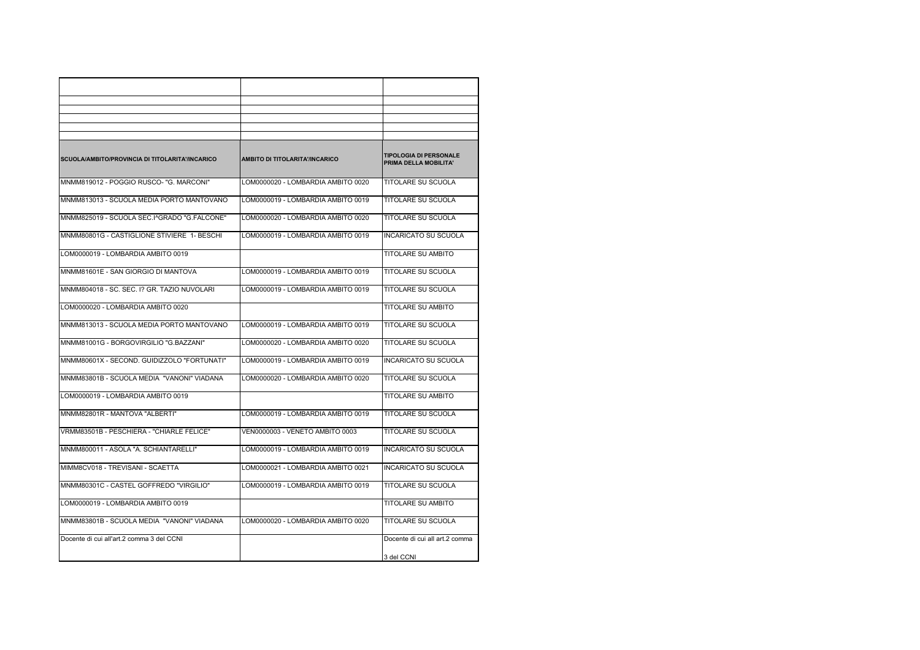| SCUOLA/AMBITO/PROVINCIA DI TITOLARITA'/INCARICO | AMBITO DI TITOLARITA'/INCARICO | TIPOLOGIA DI PERSONALE PRIMA DELLA MOBILITA' |
|---|---|---|
| MNMM819012 - POGGIO RUSCO- "G. MARCONI" | LOM0000020 - LOMBARDIA AMBITO 0020 | TITOLARE SU SCUOLA |
| MNMM813013 - SCUOLA MEDIA PORTO MANTOVANO | LOM0000019 - LOMBARDIA AMBITO 0019 | TITOLARE SU SCUOLA |
| MNMM825019 - SCUOLA SEC.I^GRADO "G.FALCONE" | LOM0000020 - LOMBARDIA AMBITO 0020 | TITOLARE SU SCUOLA |
| MNMM80801G - CASTIGLIONE STIVIERE 1- BESCHI | LOM0000019 - LOMBARDIA AMBITO 0019 | INCARICATO SU SCUOLA |
| LOM0000019 - LOMBARDIA AMBITO 0019 | | TITOLARE SU AMBITO |
| MNMM81601E - SAN GIORGIO DI MANTOVA | LOM0000019 - LOMBARDIA AMBITO 0019 | TITOLARE SU SCUOLA |
| MNMM804018 - SC. SEC. I? GR. TAZIO NUVOLARI | LOM0000019 - LOMBARDIA AMBITO 0019 | TITOLARE SU SCUOLA |
| LOM0000020 - LOMBARDIA AMBITO 0020 | | TITOLARE SU AMBITO |
| MNMM813013 - SCUOLA MEDIA PORTO MANTOVANO | LOM0000019 - LOMBARDIA AMBITO 0019 | TITOLARE SU SCUOLA |
| MNMM81001G - BORGOVIRGILIO "G.BAZZANI" | LOM0000020 - LOMBARDIA AMBITO 0020 | TITOLARE SU SCUOLA |
| MNMM80601X - SECOND. GUIDIZZOLO "FORTUNATI" | LOM0000019 - LOMBARDIA AMBITO 0019 | INCARICATO SU SCUOLA |
| MNMM83801B - SCUOLA MEDIA "VANONI" VIADANA | LOM0000020 - LOMBARDIA AMBITO 0020 | TITOLARE SU SCUOLA |
| LOM0000019 - LOMBARDIA AMBITO 0019 | | TITOLARE SU AMBITO |
| MNMM82801R - MANTOVA "ALBERTI" | LOM0000019 - LOMBARDIA AMBITO 0019 | TITOLARE SU SCUOLA |
| VRMM83501B - PESCHIERA - "CHIARLE FELICE" | VEN0000003 - VENETO AMBITO 0003 | TITOLARE SU SCUOLA |
| MNMM800011 - ASOLA "A. SCHIANTARELLI" | LOM0000019 - LOMBARDIA AMBITO 0019 | INCARICATO SU SCUOLA |
| MIMM8CV018 - TREVISANI - SCAETTA | LOM0000021 - LOMBARDIA AMBITO 0021 | INCARICATO SU SCUOLA |
| MNMM80301C - CASTEL GOFFREDO "VIRGILIO" | LOM0000019 - LOMBARDIA AMBITO 0019 | TITOLARE SU SCUOLA |
| LOM0000019 - LOMBARDIA AMBITO 0019 | | TITOLARE SU AMBITO |
| MNMM83801B - SCUOLA MEDIA "VANONI" VIADANA | LOM0000020 - LOMBARDIA AMBITO 0020 | TITOLARE SU SCUOLA |
| Docente di cui all'art.2 comma 3 del CCNI | | Docente di cui all art.2 comma 3 del CCNI |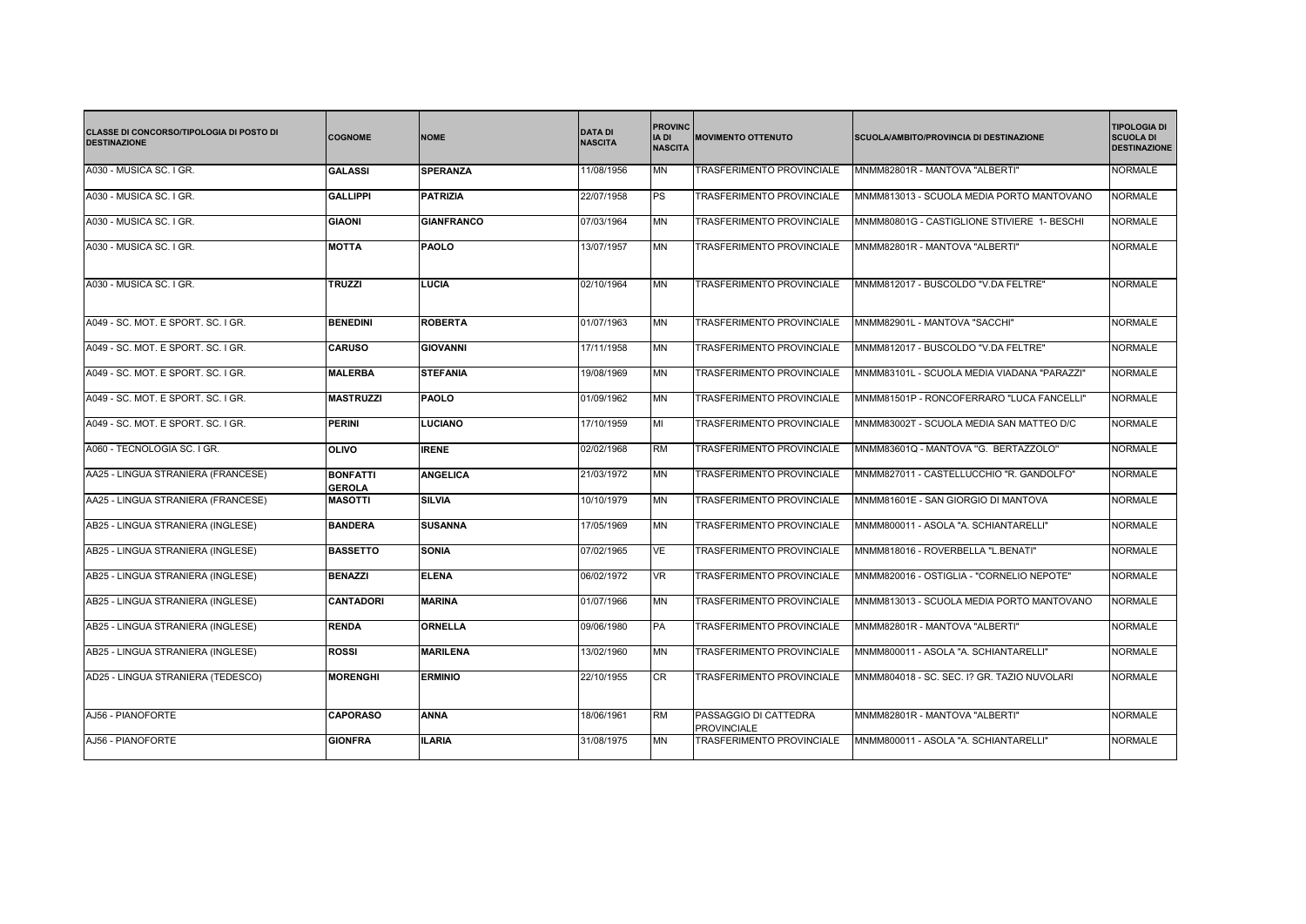| CLASSE DI CONCORSO/TIPOLOGIA DI POSTO DI DESTINAZIONE | COGNOME | NOME | DATA DI NASCITA | PROVINCIA DI NASCITA | MOVIMENTO OTTENUTO | SCUOLA/AMBITO/PROVINCIA DI DESTINAZIONE | TIPOLOGIA DI SCUOLA DI DESTINAZIONE |
|---|---|---|---|---|---|---|---|
| A030 - MUSICA SC. I GR. | **GALASSI** | **SPERANZA** | 11/08/1956 | MN | TRASFERIMENTO PROVINCIALE | MNMM82801R - MANTOVA "ALBERTI" | NORMALE |
| A030 - MUSICA SC. I GR. | **GALLIPPI** | **PATRIZIA** | 22/07/1958 | PS | TRASFERIMENTO PROVINCIALE | MNMM813013 - SCUOLA MEDIA PORTO MANTOVANO | NORMALE |
| A030 - MUSICA SC. I GR. | **GIAONI** | **GIANFRANCO** | 07/03/1964 | MN | TRASFERIMENTO PROVINCIALE | MNMM80801G - CASTIGLIONE STIVIERE 1- BESCHI | NORMALE |
| A030 - MUSICA SC. I GR. | **MOTTA** | **PAOLO** | 13/07/1957 | MN | TRASFERIMENTO PROVINCIALE | MNMM82801R - MANTOVA "ALBERTI" | NORMALE |
| A030 - MUSICA SC. I GR. | **TRUZZI** | **LUCIA** | 02/10/1964 | MN | TRASFERIMENTO PROVINCIALE | MNMM812017 - BUSCOLDO "V.DA FELTRE" | NORMALE |
| A049 - SC. MOT. E SPORT. SC. I GR. | **BENEDINI** | **ROBERTA** | 01/07/1963 | MN | TRASFERIMENTO PROVINCIALE | MNMM82901L - MANTOVA "SACCHI" | NORMALE |
| A049 - SC. MOT. E SPORT. SC. I GR. | **CARUSO** | **GIOVANNI** | 17/11/1958 | MN | TRASFERIMENTO PROVINCIALE | MNMM812017 - BUSCOLDO "V.DA FELTRE" | NORMALE |
| A049 - SC. MOT. E SPORT. SC. I GR. | **MALERBA** | **STEFANIA** | 19/08/1969 | MN | TRASFERIMENTO PROVINCIALE | MNMM83101L - SCUOLA MEDIA VIADANA "PARAZZI" | NORMALE |
| A049 - SC. MOT. E SPORT. SC. I GR. | **MASTRUZZI** | **PAOLO** | 01/09/1962 | MN | TRASFERIMENTO PROVINCIALE | MNMM81501P - RONCOFERRARO "LUCA FANCELLI" | NORMALE |
| A049 - SC. MOT. E SPORT. SC. I GR. | **PERINI** | **LUCIANO** | 17/10/1959 | MI | TRASFERIMENTO PROVINCIALE | MNMM83002T - SCUOLA MEDIA SAN MATTEO D/C | NORMALE |
| A060 - TECNOLOGIA SC. I GR. | **OLIVO** | **IRENE** | 02/02/1968 | RM | TRASFERIMENTO PROVINCIALE | MNMM83601Q - MANTOVA "G. BERTAZZOLO" | NORMALE |
| AA25 - LINGUA STRANIERA (FRANCESE) | **BONFATTI GEROLA** | **ANGELICA** | 21/03/1972 | MN | TRASFERIMENTO PROVINCIALE | MNMM827011 - CASTELLUCCHIO "R. GANDOLFO" | NORMALE |
| AA25 - LINGUA STRANIERA (FRANCESE) | **MASOTTI** | **SILVIA** | 10/10/1979 | MN | TRASFERIMENTO PROVINCIALE | MNMM81601E - SAN GIORGIO DI MANTOVA | NORMALE |
| AB25 - LINGUA STRANIERA (INGLESE) | **BANDERA** | **SUSANNA** | 17/05/1969 | MN | TRASFERIMENTO PROVINCIALE | MNMM800011 - ASOLA "A. SCHIANTARELLI" | NORMALE |
| AB25 - LINGUA STRANIERA (INGLESE) | **BASSETTO** | **SONIA** | 07/02/1965 | VE | TRASFERIMENTO PROVINCIALE | MNMM818016 - ROVERBELLA "L.BENATI" | NORMALE |
| AB25 - LINGUA STRANIERA (INGLESE) | **BENAZZI** | **ELENA** | 06/02/1972 | VR | TRASFERIMENTO PROVINCIALE | MNMM820016 - OSTIGLIA - "CORNELIO NEPOTE" | NORMALE |
| AB25 - LINGUA STRANIERA (INGLESE) | **CANTADORI** | **MARINA** | 01/07/1966 | MN | TRASFERIMENTO PROVINCIALE | MNMM813013 - SCUOLA MEDIA PORTO MANTOVANO | NORMALE |
| AB25 - LINGUA STRANIERA (INGLESE) | **RENDA** | **ORNELLA** | 09/06/1980 | PA | TRASFERIMENTO PROVINCIALE | MNMM82801R - MANTOVA "ALBERTI" | NORMALE |
| AB25 - LINGUA STRANIERA (INGLESE) | **ROSSI** | **MARILENA** | 13/02/1960 | MN | TRASFERIMENTO PROVINCIALE | MNMM800011 - ASOLA "A. SCHIANTARELLI" | NORMALE |
| AD25 - LINGUA STRANIERA (TEDESCO) | **MORENGHI** | **ERMINIO** | 22/10/1955 | CR | TRASFERIMENTO PROVINCIALE | MNMM804018 - SC. SEC. I? GR. TAZIO NUVOLARI | NORMALE |
| AJ56 - PIANOFORTE | **CAPORASO** | **ANNA** | 18/06/1961 | RM | PASSAGGIO DI CATTEDRA PROVINCIALE | MNMM82801R - MANTOVA "ALBERTI" | NORMALE |
| AJ56 - PIANOFORTE | **GIONFRA** | **ILARIA** | 31/08/1975 | MN | TRASFERIMENTO PROVINCIALE | MNMM800011 - ASOLA "A. SCHIANTARELLI" | NORMALE |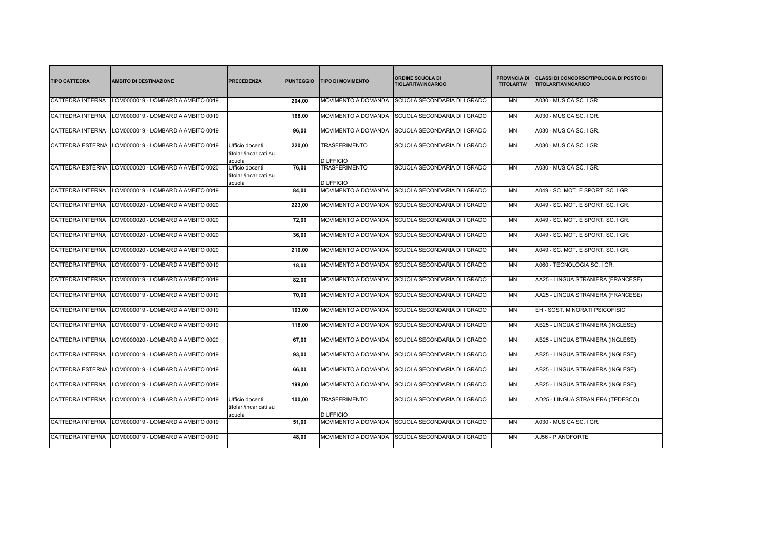| TIPO CATTEDRA | AMBITO DI DESTINAZIONE | PRECEDENZA | PUNTEGGIO | TIPO DI MOVIMENTO | ORDINE SCUOLA DI TIOLARITA'/INCARICO | PROVINCIA DI TITOLARTA' | CLASSI DI CONCORSO/TIPOLOGIA DI POSTO DI TITOLARITA'/INCARICO |
|---|---|---|---|---|---|---|---|
| CATTEDRA INTERNA | LOM0000019 - LOMBARDIA AMBITO 0019 | | 204,00 | MOVIMENTO A DOMANDA | SCUOLA SECONDARIA DI I GRADO | MN | A030 - MUSICA SC. I GR. |
| CATTEDRA INTERNA | LOM0000019 - LOMBARDIA AMBITO 0019 | | 168,00 | MOVIMENTO A DOMANDA | SCUOLA SECONDARIA DI I GRADO | MN | A030 - MUSICA SC. I GR. |
| CATTEDRA INTERNA | LOM0000019 - LOMBARDIA AMBITO 0019 | | 96,00 | MOVIMENTO A DOMANDA | SCUOLA SECONDARIA DI I GRADO | MN | A030 - MUSICA SC. I GR. |
| CATTEDRA ESTERNA | LOM0000019 - LOMBARDIA AMBITO 0019 | Ufficio docenti titolari/incaricati su scuola | 220,00 | TRASFERIMENTO D'UFFICIO | SCUOLA SECONDARIA DI I GRADO | MN | A030 - MUSICA SC. I GR. |
| CATTEDRA ESTERNA | LOM0000020 - LOMBARDIA AMBITO 0020 | Ufficio docenti titolari/incaricati su scuola | 76,00 | TRASFERIMENTO D'UFFICIO | SCUOLA SECONDARIA DI I GRADO | MN | A030 - MUSICA SC. I GR. |
| CATTEDRA INTERNA | LOM0000019 - LOMBARDIA AMBITO 0019 | | 84,00 | MOVIMENTO A DOMANDA | SCUOLA SECONDARIA DI I GRADO | MN | A049 - SC. MOT. E SPORT. SC. I GR. |
| CATTEDRA INTERNA | LOM0000020 - LOMBARDIA AMBITO 0020 | | 223,00 | MOVIMENTO A DOMANDA | SCUOLA SECONDARIA DI I GRADO | MN | A049 - SC. MOT. E SPORT. SC. I GR. |
| CATTEDRA INTERNA | LOM0000020 - LOMBARDIA AMBITO 0020 | | 72,00 | MOVIMENTO A DOMANDA | SCUOLA SECONDARIA DI I GRADO | MN | A049 - SC. MOT. E SPORT. SC. I GR. |
| CATTEDRA INTERNA | LOM0000020 - LOMBARDIA AMBITO 0020 | | 36,00 | MOVIMENTO A DOMANDA | SCUOLA SECONDARIA DI I GRADO | MN | A049 - SC. MOT. E SPORT. SC. I GR. |
| CATTEDRA INTERNA | LOM0000020 - LOMBARDIA AMBITO 0020 | | 210,00 | MOVIMENTO A DOMANDA | SCUOLA SECONDARIA DI I GRADO | MN | A049 - SC. MOT. E SPORT. SC. I GR. |
| CATTEDRA INTERNA | LOM0000019 - LOMBARDIA AMBITO 0019 | | 18,00 | MOVIMENTO A DOMANDA | SCUOLA SECONDARIA DI I GRADO | MN | A060 - TECNOLOGIA SC. I GR. |
| CATTEDRA INTERNA | LOM0000019 - LOMBARDIA AMBITO 0019 | | 82,00 | MOVIMENTO A DOMANDA | SCUOLA SECONDARIA DI I GRADO | MN | AA25 - LINGUA STRANIERA (FRANCESE) |
| CATTEDRA INTERNA | LOM0000019 - LOMBARDIA AMBITO 0019 | | 70,00 | MOVIMENTO A DOMANDA | SCUOLA SECONDARIA DI I GRADO | MN | AA25 - LINGUA STRANIERA (FRANCESE) |
| CATTEDRA INTERNA | LOM0000019 - LOMBARDIA AMBITO 0019 | | 103,00 | MOVIMENTO A DOMANDA | SCUOLA SECONDARIA DI I GRADO | MN | EH - SOST. MINORATI PSICOFISICI |
| CATTEDRA INTERNA | LOM0000019 - LOMBARDIA AMBITO 0019 | | 118,00 | MOVIMENTO A DOMANDA | SCUOLA SECONDARIA DI I GRADO | MN | AB25 - LINGUA STRANIERA (INGLESE) |
| CATTEDRA INTERNA | LOM0000020 - LOMBARDIA AMBITO 0020 | | 67,00 | MOVIMENTO A DOMANDA | SCUOLA SECONDARIA DI I GRADO | MN | AB25 - LINGUA STRANIERA (INGLESE) |
| CATTEDRA INTERNA | LOM0000019 - LOMBARDIA AMBITO 0019 | | 93,00 | MOVIMENTO A DOMANDA | SCUOLA SECONDARIA DI I GRADO | MN | AB25 - LINGUA STRANIERA (INGLESE) |
| CATTEDRA ESTERNA | LOM0000019 - LOMBARDIA AMBITO 0019 | | 66,00 | MOVIMENTO A DOMANDA | SCUOLA SECONDARIA DI I GRADO | MN | AB25 - LINGUA STRANIERA (INGLESE) |
| CATTEDRA INTERNA | LOM0000019 - LOMBARDIA AMBITO 0019 | | 199,00 | MOVIMENTO A DOMANDA | SCUOLA SECONDARIA DI I GRADO | MN | AB25 - LINGUA STRANIERA (INGLESE) |
| CATTEDRA INTERNA | LOM0000019 - LOMBARDIA AMBITO 0019 | Ufficio docenti titolari/incaricati su scuola | 100,00 | TRASFERIMENTO D'UFFICIO | SCUOLA SECONDARIA DI I GRADO | MN | AD25 - LINGUA STRANIERA (TEDESCO) |
| CATTEDRA INTERNA | LOM0000019 - LOMBARDIA AMBITO 0019 | | 51,00 | MOVIMENTO A DOMANDA | SCUOLA SECONDARIA DI I GRADO | MN | A030 - MUSICA SC. I GR. |
| CATTEDRA INTERNA | LOM0000019 - LOMBARDIA AMBITO 0019 | | 48,00 | MOVIMENTO A DOMANDA | SCUOLA SECONDARIA DI I GRADO | MN | AJ56 - PIANOFORTE |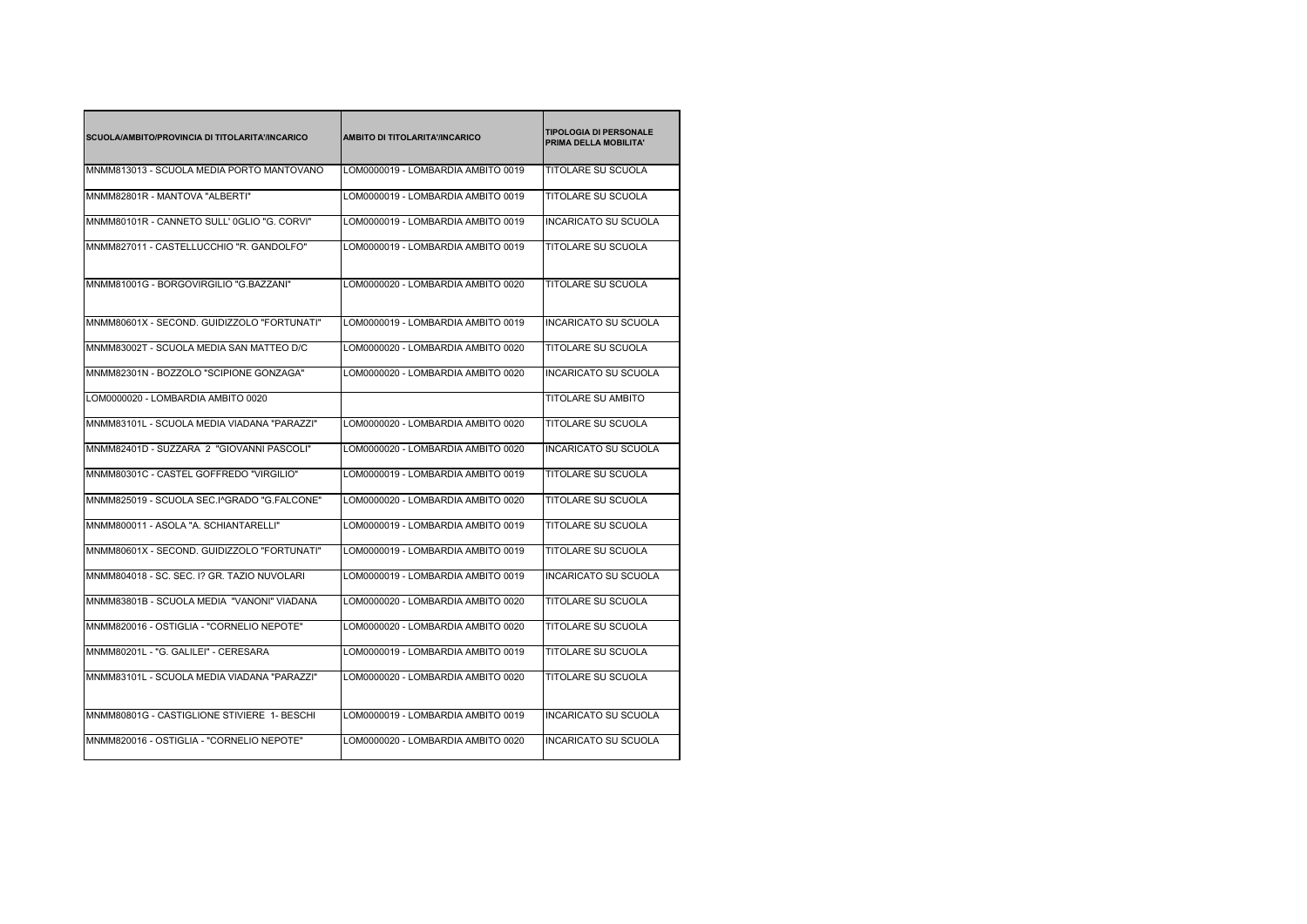| SCUOLA/AMBITO/PROVINCIA DI TITOLARITA'/INCARICO | AMBITO DI TITOLARITA'/INCARICO | TIPOLOGIA DI PERSONALE PRIMA DELLA MOBILITA' |
|---|---|---|
| MNMM813013 - SCUOLA MEDIA PORTO MANTOVANO | LOM0000019 - LOMBARDIA AMBITO 0019 | TITOLARE SU SCUOLA |
| MNMM82801R - MANTOVA "ALBERTI" | LOM0000019 - LOMBARDIA AMBITO 0019 | TITOLARE SU SCUOLA |
| MNMM80101R - CANNETO SULL' 0GLIO "G. CORVI" | LOM0000019 - LOMBARDIA AMBITO 0019 | INCARICATO SU SCUOLA |
| MNMM827011 - CASTELLUCCHIO "R. GANDOLFO" | LOM0000019 - LOMBARDIA AMBITO 0019 | TITOLARE SU SCUOLA |
| MNMM81001G - BORGOVIRGILIO "G.BAZZANI" | LOM0000020 - LOMBARDIA AMBITO 0020 | TITOLARE SU SCUOLA |
| MNMM80601X - SECOND. GUIDIZZOLO "FORTUNATI" | LOM0000019 - LOMBARDIA AMBITO 0019 | INCARICATO SU SCUOLA |
| MNMM83002T - SCUOLA MEDIA SAN MATTEO D/C | LOM0000020 - LOMBARDIA AMBITO 0020 | TITOLARE SU SCUOLA |
| MNMM82301N - BOZZOLO "SCIPIONE GONZAGA" | LOM0000020 - LOMBARDIA AMBITO 0020 | INCARICATO SU SCUOLA |
| LOM0000020 - LOMBARDIA AMBITO 0020 | | TITOLARE SU AMBITO |
| MNMM83101L - SCUOLA MEDIA VIADANA "PARAZZI" | LOM0000020 - LOMBARDIA AMBITO 0020 | TITOLARE SU SCUOLA |
| MNMM82401D - SUZZARA 2 "GIOVANNI PASCOLI" | LOM0000020 - LOMBARDIA AMBITO 0020 | INCARICATO SU SCUOLA |
| MNMM80301C - CASTEL GOFFREDO "VIRGILIO" | LOM0000019 - LOMBARDIA AMBITO 0019 | TITOLARE SU SCUOLA |
| MNMM825019 - SCUOLA SEC.I^GRADO "G.FALCONE" | LOM0000020 - LOMBARDIA AMBITO 0020 | TITOLARE SU SCUOLA |
| MNMM800011 - ASOLA "A. SCHIANTARELLI" | LOM0000019 - LOMBARDIA AMBITO 0019 | TITOLARE SU SCUOLA |
| MNMM80601X - SECOND. GUIDIZZOLO "FORTUNATI" | LOM0000019 - LOMBARDIA AMBITO 0019 | TITOLARE SU SCUOLA |
| MNMM804018 - SC. SEC. I? GR. TAZIO NUVOLARI | LOM0000019 - LOMBARDIA AMBITO 0019 | INCARICATO SU SCUOLA |
| MNMM83801B - SCUOLA MEDIA "VANONI" VIADANA | LOM0000020 - LOMBARDIA AMBITO 0020 | TITOLARE SU SCUOLA |
| MNMM820016 - OSTIGLIA - "CORNELIO NEPOTE" | LOM0000020 - LOMBARDIA AMBITO 0020 | TITOLARE SU SCUOLA |
| MNMM80201L - "G. GALILEI" - CERESARA | LOM0000019 - LOMBARDIA AMBITO 0019 | TITOLARE SU SCUOLA |
| MNMM83101L - SCUOLA MEDIA VIADANA "PARAZZI" | LOM0000020 - LOMBARDIA AMBITO 0020 | TITOLARE SU SCUOLA |
| MNMM80801G - CASTIGLIONE STIVIERE 1- BESCHI | LOM0000019 - LOMBARDIA AMBITO 0019 | INCARICATO SU SCUOLA |
| MNMM820016 - OSTIGLIA - "CORNELIO NEPOTE" | LOM0000020 - LOMBARDIA AMBITO 0020 | INCARICATO SU SCUOLA |